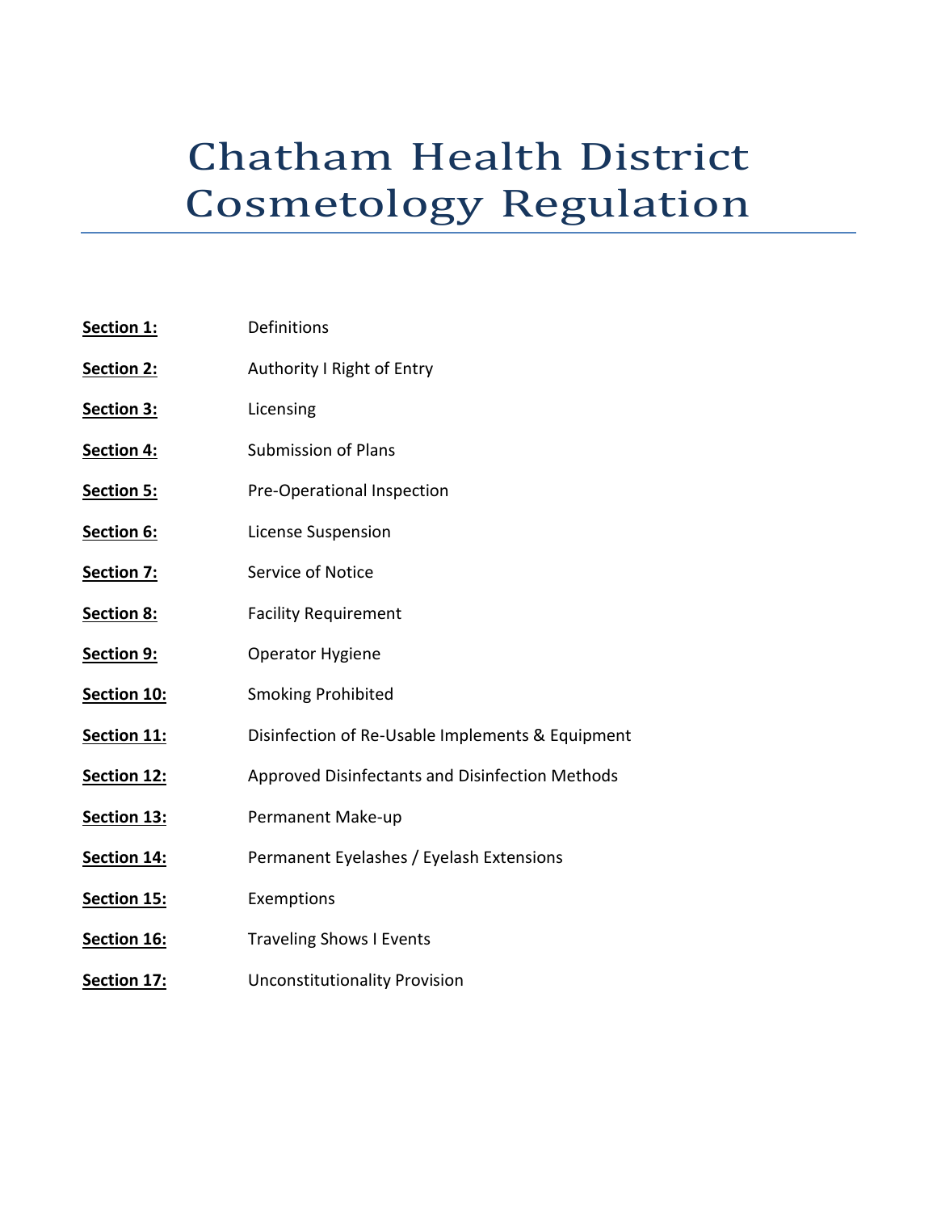# Chatham Health District Cosmetology Regulation

| | |
|---|---|
| **Section 1:** | Definitions |
| **Section 2:** | Authority I Right of Entry |
| **Section 3:** | Licensing |
| **Section 4:** | Submission of Plans |
| **Section 5:** | Pre-Operational Inspection |
| **Section 6:** | License Suspension |
| **Section 7:** | Service of Notice |
| **Section 8:** | Facility Requirement |
| **Section 9:** | Operator Hygiene |
| **Section 10:** | Smoking Prohibited |
| **Section 11:** | Disinfection of Re-Usable Implements & Equipment |
| **Section 12:** | Approved Disinfectants and Disinfection Methods |
| **Section 13:** | Permanent Make-up |
| **Section 14:** | Permanent Eyelashes / Eyelash Extensions |
| **Section 15:** | Exemptions |
| **Section 16:** | Traveling Shows I Events |
| **Section 17:** | Unconstitutionality Provision |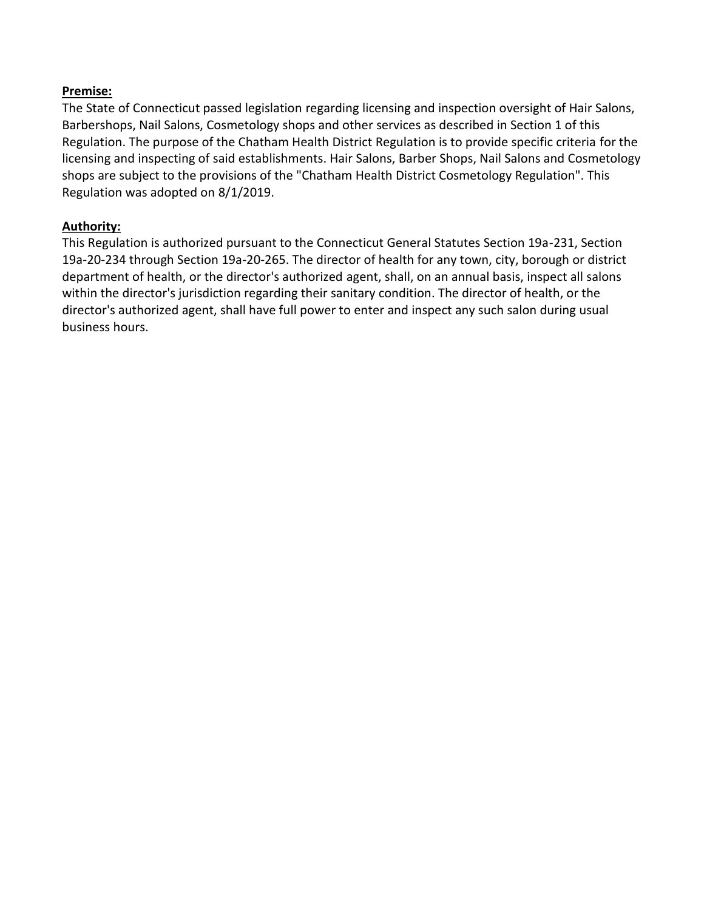**Premise:**

The State of Connecticut passed legislation regarding licensing and inspection oversight of Hair Salons, Barbershops, Nail Salons, Cosmetology shops and other services as described in Section 1 of this Regulation. The purpose of the Chatham Health District Regulation is to provide specific criteria for the licensing and inspecting of said establishments. Hair Salons, Barber Shops, Nail Salons and Cosmetology shops are subject to the provisions of the "Chatham Health District Cosmetology Regulation". This Regulation was adopted on 8/1/2019.

**Authority:**

This Regulation is authorized pursuant to the Connecticut General Statutes Section 19a-231, Section 19a-20-234 through Section 19a-20-265. The director of health for any town, city, borough or district department of health, or the director's authorized agent, shall, on an annual basis, inspect all salons within the director's jurisdiction regarding their sanitary condition. The director of health, or the director's authorized agent, shall have full power to enter and inspect any such salon during usual business hours.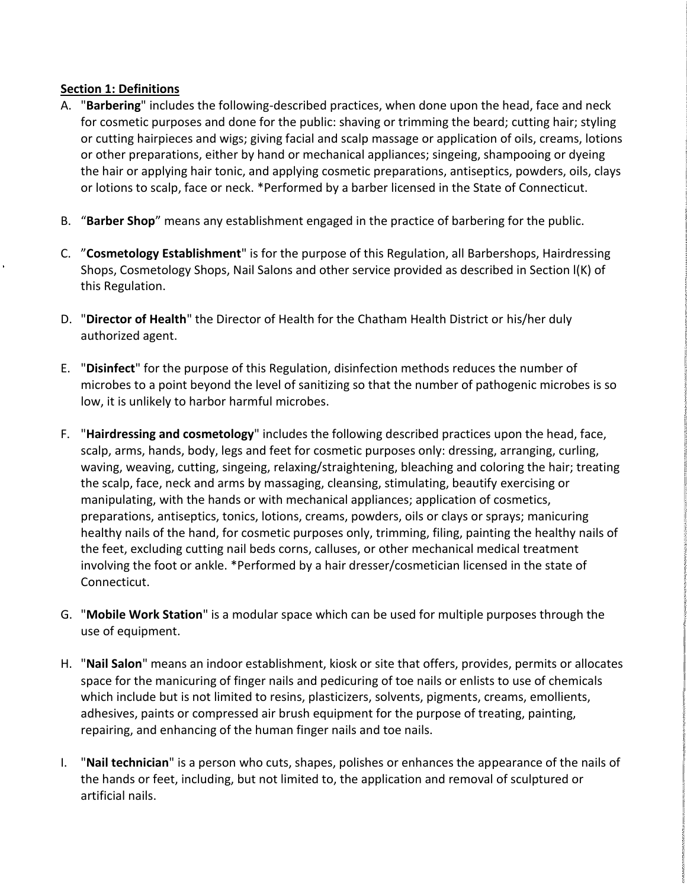**Section 1: Definitions**

A. "**Barbering**" includes the following-described practices, when done upon the head, face and neck for cosmetic purposes and done for the public: shaving or trimming the beard; cutting hair; styling or cutting hairpieces and wigs; giving facial and scalp massage or application of oils, creams, lotions or other preparations, either by hand or mechanical appliances; singeing, shampooing or dyeing the hair or applying hair tonic, and applying cosmetic preparations, antiseptics, powders, oils, clays or lotions to scalp, face or neck. *Performed by a barber licensed in the State of Connecticut.

B. "**Barber Shop**" means any establishment engaged in the practice of barbering for the public.

C. "**Cosmetology Establishment**" is for the purpose of this Regulation, all Barbershops, Hairdressing Shops, Cosmetology Shops, Nail Salons and other service provided as described in Section l(K) of this Regulation.

D. "**Director of Health**" the Director of Health for the Chatham Health District or his/her duly authorized agent.

E. "**Disinfect**" for the purpose of this Regulation, disinfection methods reduces the number of microbes to a point beyond the level of sanitizing so that the number of pathogenic microbes is so low, it is unlikely to harbor harmful microbes.

F. "**Hairdressing and cosmetology**" includes the following described practices upon the head, face, scalp, arms, hands, body, legs and feet for cosmetic purposes only: dressing, arranging, curling, waving, weaving, cutting, singeing, relaxing/straightening, bleaching and coloring the hair; treating the scalp, face, neck and arms by massaging, cleansing, stimulating, beautify exercising or manipulating, with the hands or with mechanical appliances; application of cosmetics, preparations, antiseptics, tonics, lotions, creams, powders, oils or clays or sprays; manicuring healthy nails of the hand, for cosmetic purposes only, trimming, filing, painting the healthy nails of the feet, excluding cutting nail beds corns, calluses, or other mechanical medical treatment involving the foot or ankle. *Performed by a hair dresser/cosmetician licensed in the state of Connecticut.

G. "**Mobile Work Station**" is a modular space which can be used for multiple purposes through the use of equipment.

H. "**Nail Salon**" means an indoor establishment, kiosk or site that offers, provides, permits or allocates space for the manicuring of finger nails and pedicuring of toe nails or enlists to use of chemicals which include but is not limited to resins, plasticizers, solvents, pigments, creams, emollients, adhesives, paints or compressed air brush equipment for the purpose of treating, painting, repairing, and enhancing of the human finger nails and toe nails.

I. "**Nail technician**" is a person who cuts, shapes, polishes or enhances the appearance of the nails of the hands or feet, including, but not limited to, the application and removal of sculptured or artificial nails.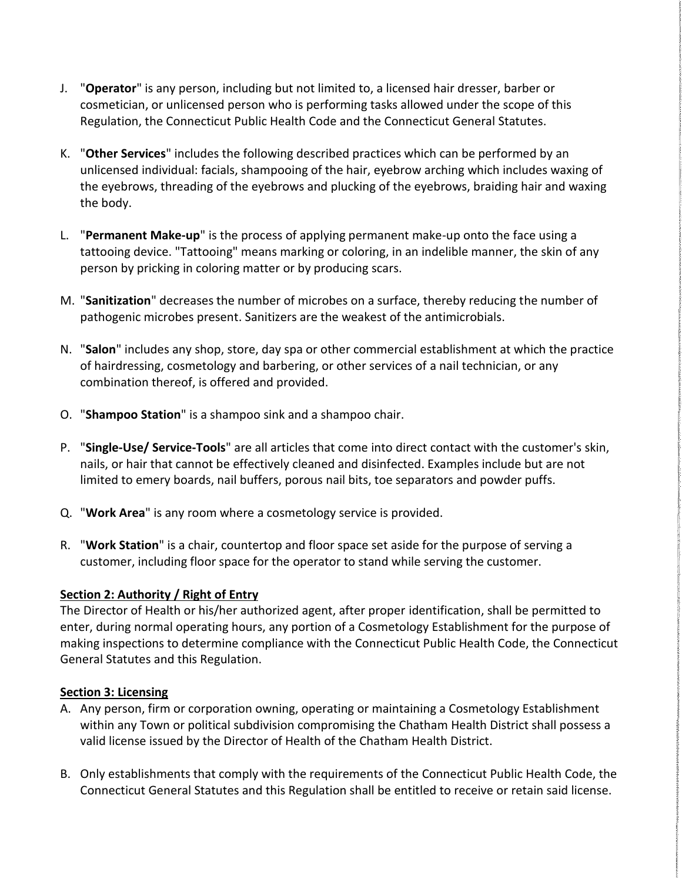J. "**Operator**" is any person, including but not limited to, a licensed hair dresser, barber or cosmetician, or unlicensed person who is performing tasks allowed under the scope of this Regulation, the Connecticut Public Health Code and the Connecticut General Statutes.

K. "**Other Services**" includes the following described practices which can be performed by an unlicensed individual: facials, shampooing of the hair, eyebrow arching which includes waxing of the eyebrows, threading of the eyebrows and plucking of the eyebrows, braiding hair and waxing the body.

L. "**Permanent Make-up**" is the process of applying permanent make-up onto the face using a tattooing device. "Tattooing" means marking or coloring, in an indelible manner, the skin of any person by pricking in coloring matter or by producing scars.

M. "**Sanitization**" decreases the number of microbes on a surface, thereby reducing the number of pathogenic microbes present. Sanitizers are the weakest of the antimicrobials.

N. "**Salon**" includes any shop, store, day spa or other commercial establishment at which the practice of hairdressing, cosmetology and barbering, or other services of a nail technician, or any combination thereof, is offered and provided.

O. "**Shampoo Station**" is a shampoo sink and a shampoo chair.

P. "**Single-Use/ Service-Tools**" are all articles that come into direct contact with the customer's skin, nails, or hair that cannot be effectively cleaned and disinfected. Examples include but are not limited to emery boards, nail buffers, porous nail bits, toe separators and powder puffs.

Q. "**Work Area**" is any room where a cosmetology service is provided.

R. "**Work Station**" is a chair, countertop and floor space set aside for the purpose of serving a customer, including floor space for the operator to stand while serving the customer.

**Section 2: Authority / Right of Entry**

The Director of Health or his/her authorized agent, after proper identification, shall be permitted to enter, during normal operating hours, any portion of a Cosmetology Establishment for the purpose of making inspections to determine compliance with the Connecticut Public Health Code, the Connecticut General Statutes and this Regulation.

**Section 3: Licensing**

A. Any person, firm or corporation owning, operating or maintaining a Cosmetology Establishment within any Town or political subdivision compromising the Chatham Health District shall possess a valid license issued by the Director of Health of the Chatham Health District.

B. Only establishments that comply with the requirements of the Connecticut Public Health Code, the Connecticut General Statutes and this Regulation shall be entitled to receive or retain said license.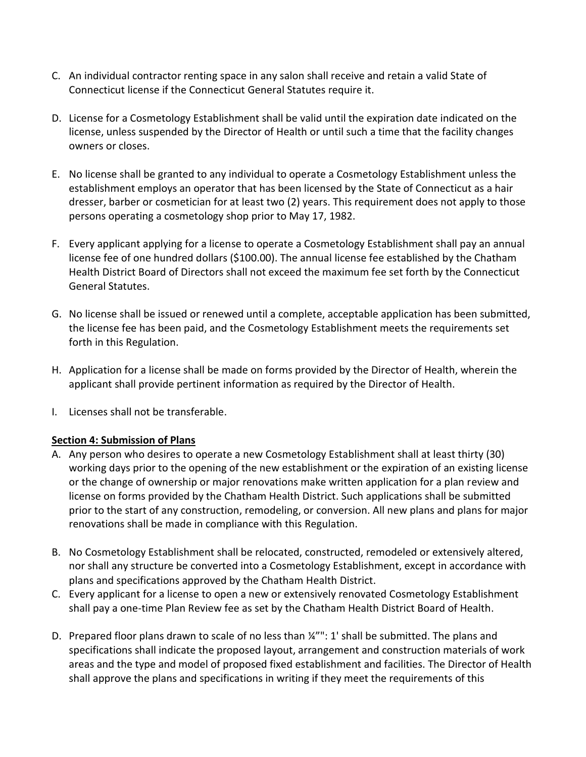C. An individual contractor renting space in any salon shall receive and retain a valid State of Connecticut license if the Connecticut General Statutes require it.

D. License for a Cosmetology Establishment shall be valid until the expiration date indicated on the license, unless suspended by the Director of Health or until such a time that the facility changes owners or closes.

E. No license shall be granted to any individual to operate a Cosmetology Establishment unless the establishment employs an operator that has been licensed by the State of Connecticut as a hair dresser, barber or cosmetician for at least two (2) years. This requirement does not apply to those persons operating a cosmetology shop prior to May 17, 1982.

F. Every applicant applying for a license to operate a Cosmetology Establishment shall pay an annual license fee of one hundred dollars ($100.00). The annual license fee established by the Chatham Health District Board of Directors shall not exceed the maximum fee set forth by the Connecticut General Statutes.

G. No license shall be issued or renewed until a complete, acceptable application has been submitted, the license fee has been paid, and the Cosmetology Establishment meets the requirements set forth in this Regulation.

H. Application for a license shall be made on forms provided by the Director of Health, wherein the applicant shall provide pertinent information as required by the Director of Health.

I. Licenses shall not be transferable.

**Section 4: Submission of Plans**

A. Any person who desires to operate a new Cosmetology Establishment shall at least thirty (30) working days prior to the opening of the new establishment or the expiration of an existing license or the change of ownership or major renovations make written application for a plan review and license on forms provided by the Chatham Health District. Such applications shall be submitted prior to the start of any construction, remodeling, or conversion. All new plans and plans for major renovations shall be made in compliance with this Regulation.

B. No Cosmetology Establishment shall be relocated, constructed, remodeled or extensively altered, nor shall any structure be converted into a Cosmetology Establishment, except in accordance with plans and specifications approved by the Chatham Health District.

C. Every applicant for a license to open a new or extensively renovated Cosmetology Establishment shall pay a one-time Plan Review fee as set by the Chatham Health District Board of Health.

D. Prepared floor plans drawn to scale of no less than ¼”": 1' shall be submitted. The plans and specifications shall indicate the proposed layout, arrangement and construction materials of work areas and the type and model of proposed fixed establishment and facilities. The Director of Health shall approve the plans and specifications in writing if they meet the requirements of this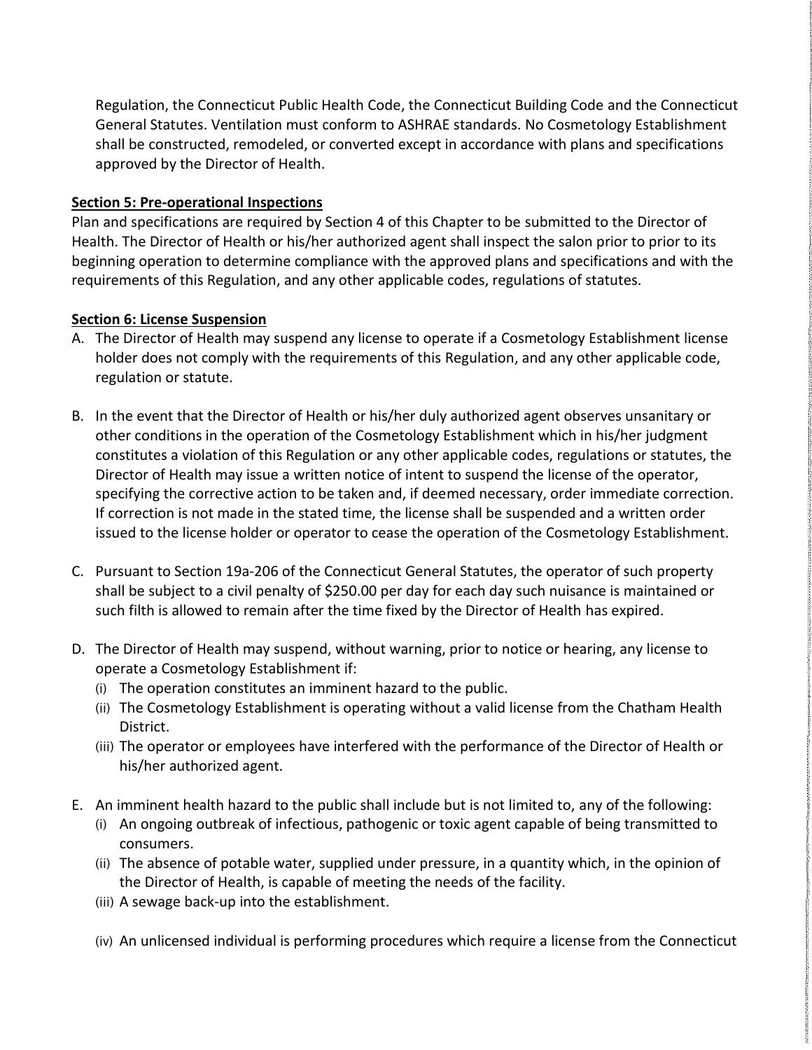Regulation, the Connecticut Public Health Code, the Connecticut Building Code and the Connecticut General Statutes. Ventilation must conform to ASHRAE standards. No Cosmetology Establishment shall be constructed, remodeled, or converted except in accordance with plans and specifications approved by the Director of Health.

**Section 5: Pre-operational Inspections**

Plan and specifications are required by Section 4 of this Chapter to be submitted to the Director of Health. The Director of Health or his/her authorized agent shall inspect the salon prior to prior to its beginning operation to determine compliance with the approved plans and specifications and with the requirements of this Regulation, and any other applicable codes, regulations of statutes.

**Section 6: License Suspension**

A. The Director of Health may suspend any license to operate if a Cosmetology Establishment license holder does not comply with the requirements of this Regulation, and any other applicable code, regulation or statute.

B. In the event that the Director of Health or his/her duly authorized agent observes unsanitary or other conditions in the operation of the Cosmetology Establishment which in his/her judgment constitutes a violation of this Regulation or any other applicable codes, regulations or statutes, the Director of Health may issue a written notice of intent to suspend the license of the operator, specifying the corrective action to be taken and, if deemed necessary, order immediate correction. If correction is not made in the stated time, the license shall be suspended and a written order issued to the license holder or operator to cease the operation of the Cosmetology Establishment.

C. Pursuant to Section 19a-206 of the Connecticut General Statutes, the operator of such property shall be subject to a civil penalty of $250.00 per day for each day such nuisance is maintained or such filth is allowed to remain after the time fixed by the Director of Health has expired.

D. The Director of Health may suspend, without warning, prior to notice or hearing, any license to operate a Cosmetology Establishment if:
   (i) The operation constitutes an imminent hazard to the public.
   (ii) The Cosmetology Establishment is operating without a valid license from the Chatham Health District.
   (iii) The operator or employees have interfered with the performance of the Director of Health or his/her authorized agent.

E. An imminent health hazard to the public shall include but is not limited to, any of the following:
   (i) An ongoing outbreak of infectious, pathogenic or toxic agent capable of being transmitted to consumers.
   (ii) The absence of potable water, supplied under pressure, in a quantity which, in the opinion of the Director of Health, is capable of meeting the needs of the facility.
   (iii) A sewage back-up into the establishment.

   (iv) An unlicensed individual is performing procedures which require a license from the Connecticut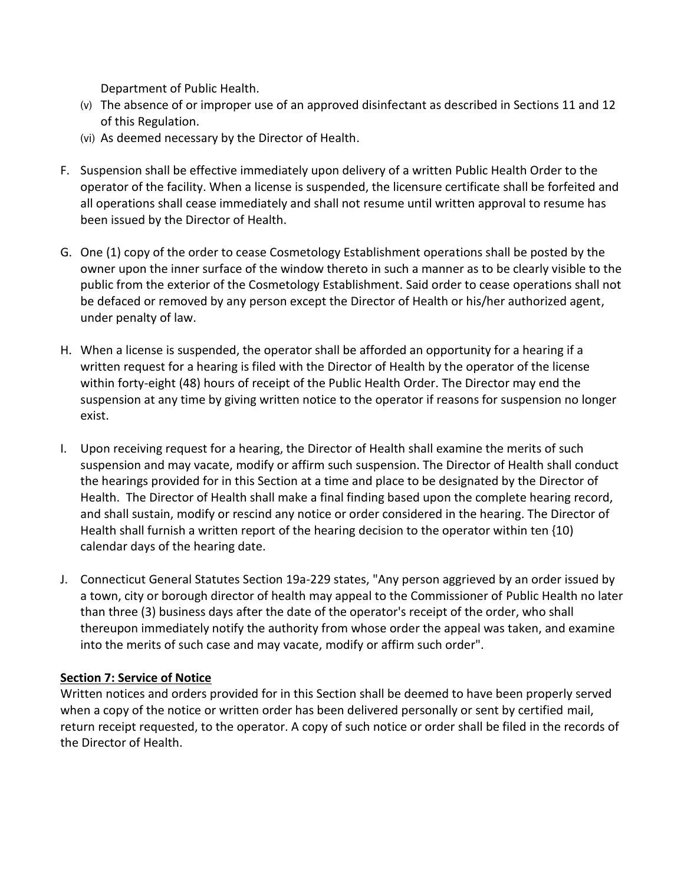Department of Public Health.

(v) The absence of or improper use of an approved disinfectant as described in Sections 11 and 12 of this Regulation.

(vi) As deemed necessary by the Director of Health.

F. Suspension shall be effective immediately upon delivery of a written Public Health Order to the operator of the facility. When a license is suspended, the licensure certificate shall be forfeited and all operations shall cease immediately and shall not resume until written approval to resume has been issued by the Director of Health.

G. One (1) copy of the order to cease Cosmetology Establishment operations shall be posted by the owner upon the inner surface of the window thereto in such a manner as to be clearly visible to the public from the exterior of the Cosmetology Establishment. Said order to cease operations shall not be defaced or removed by any person except the Director of Health or his/her authorized agent, under penalty of law.

H. When a license is suspended, the operator shall be afforded an opportunity for a hearing if a written request for a hearing is filed with the Director of Health by the operator of the license within forty-eight (48) hours of receipt of the Public Health Order. The Director may end the suspension at any time by giving written notice to the operator if reasons for suspension no longer exist.

I. Upon receiving request for a hearing, the Director of Health shall examine the merits of such suspension and may vacate, modify or affirm such suspension. The Director of Health shall conduct the hearings provided for in this Section at a time and place to be designated by the Director of Health. The Director of Health shall make a final finding based upon the complete hearing record, and shall sustain, modify or rescind any notice or order considered in the hearing. The Director of Health shall furnish a written report of the hearing decision to the operator within ten {10) calendar days of the hearing date.

J. Connecticut General Statutes Section 19a-229 states, "Any person aggrieved by an order issued by a town, city or borough director of health may appeal to the Commissioner of Public Health no later than three (3) business days after the date of the operator's receipt of the order, who shall thereupon immediately notify the authority from whose order the appeal was taken, and examine into the merits of such case and may vacate, modify or affirm such order".

**<u>Section 7: Service of Notice</u>**

Written notices and orders provided for in this Section shall be deemed to have been properly served when a copy of the notice or written order has been delivered personally or sent by certified mail, return receipt requested, to the operator. A copy of such notice or order shall be filed in the records of the Director of Health.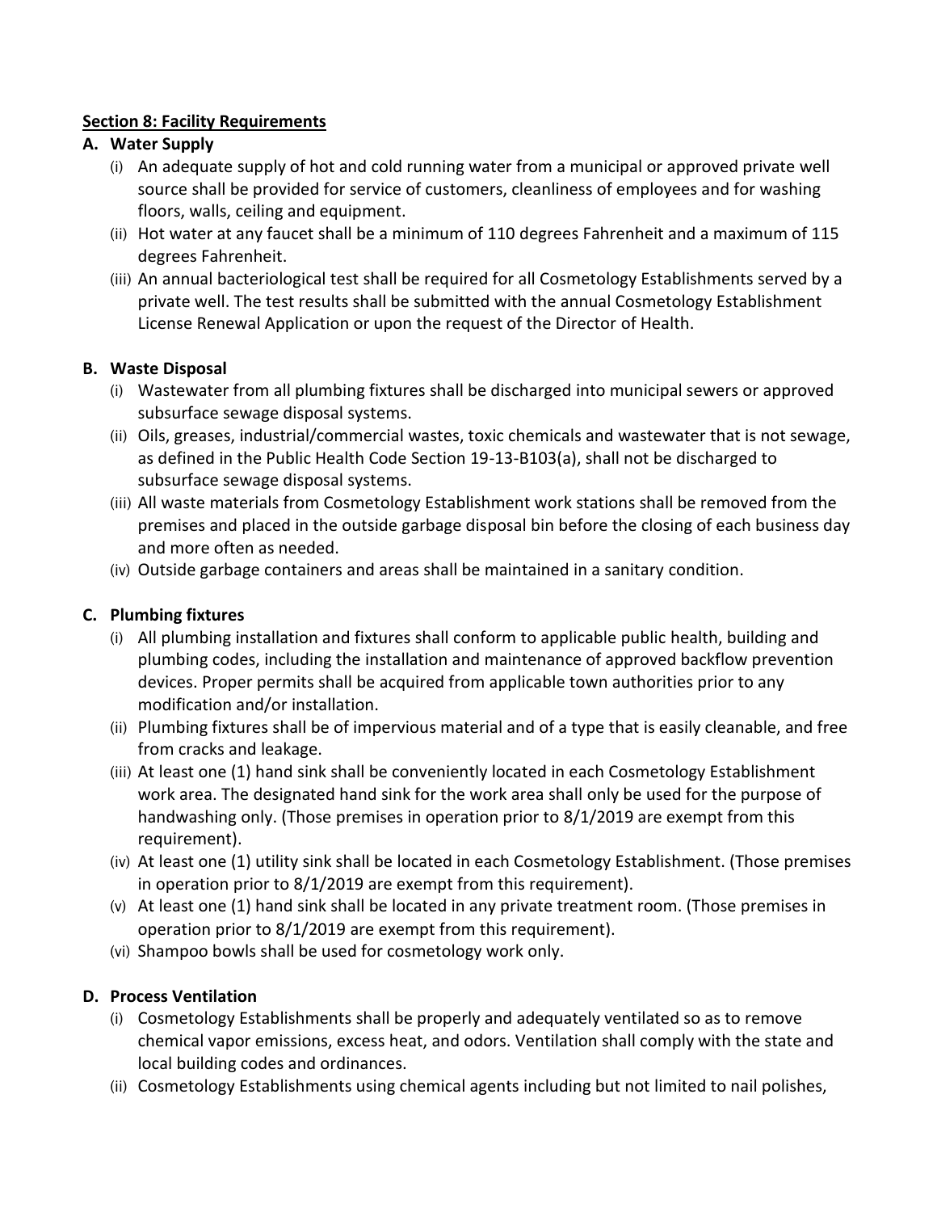## Section 8: Facility Requirements

### A. Water Supply

(i) An adequate supply of hot and cold running water from a municipal or approved private well source shall be provided for service of customers, cleanliness of employees and for washing floors, walls, ceiling and equipment.

(ii) Hot water at any faucet shall be a minimum of 110 degrees Fahrenheit and a maximum of 115 degrees Fahrenheit.

(iii) An annual bacteriological test shall be required for all Cosmetology Establishments served by a private well. The test results shall be submitted with the annual Cosmetology Establishment License Renewal Application or upon the request of the Director of Health.

### B. Waste Disposal

(i) Wastewater from all plumbing fixtures shall be discharged into municipal sewers or approved subsurface sewage disposal systems.

(ii) Oils, greases, industrial/commercial wastes, toxic chemicals and wastewater that is not sewage, as defined in the Public Health Code Section 19-13-B103(a), shall not be discharged to subsurface sewage disposal systems.

(iii) All waste materials from Cosmetology Establishment work stations shall be removed from the premises and placed in the outside garbage disposal bin before the closing of each business day and more often as needed.

(iv) Outside garbage containers and areas shall be maintained in a sanitary condition.

### C. Plumbing fixtures

(i) All plumbing installation and fixtures shall conform to applicable public health, building and plumbing codes, including the installation and maintenance of approved backflow prevention devices. Proper permits shall be acquired from applicable town authorities prior to any modification and/or installation.

(ii) Plumbing fixtures shall be of impervious material and of a type that is easily cleanable, and free from cracks and leakage.

(iii) At least one (1) hand sink shall be conveniently located in each Cosmetology Establishment work area. The designated hand sink for the work area shall only be used for the purpose of handwashing only. (Those premises in operation prior to 8/1/2019 are exempt from this requirement).

(iv) At least one (1) utility sink shall be located in each Cosmetology Establishment. (Those premises in operation prior to 8/1/2019 are exempt from this requirement).

(v) At least one (1) hand sink shall be located in any private treatment room. (Those premises in operation prior to 8/1/2019 are exempt from this requirement).

(vi) Shampoo bowls shall be used for cosmetology work only.

### D. Process Ventilation

(i) Cosmetology Establishments shall be properly and adequately ventilated so as to remove chemical vapor emissions, excess heat, and odors. Ventilation shall comply with the state and local building codes and ordinances.

(ii) Cosmetology Establishments using chemical agents including but not limited to nail polishes,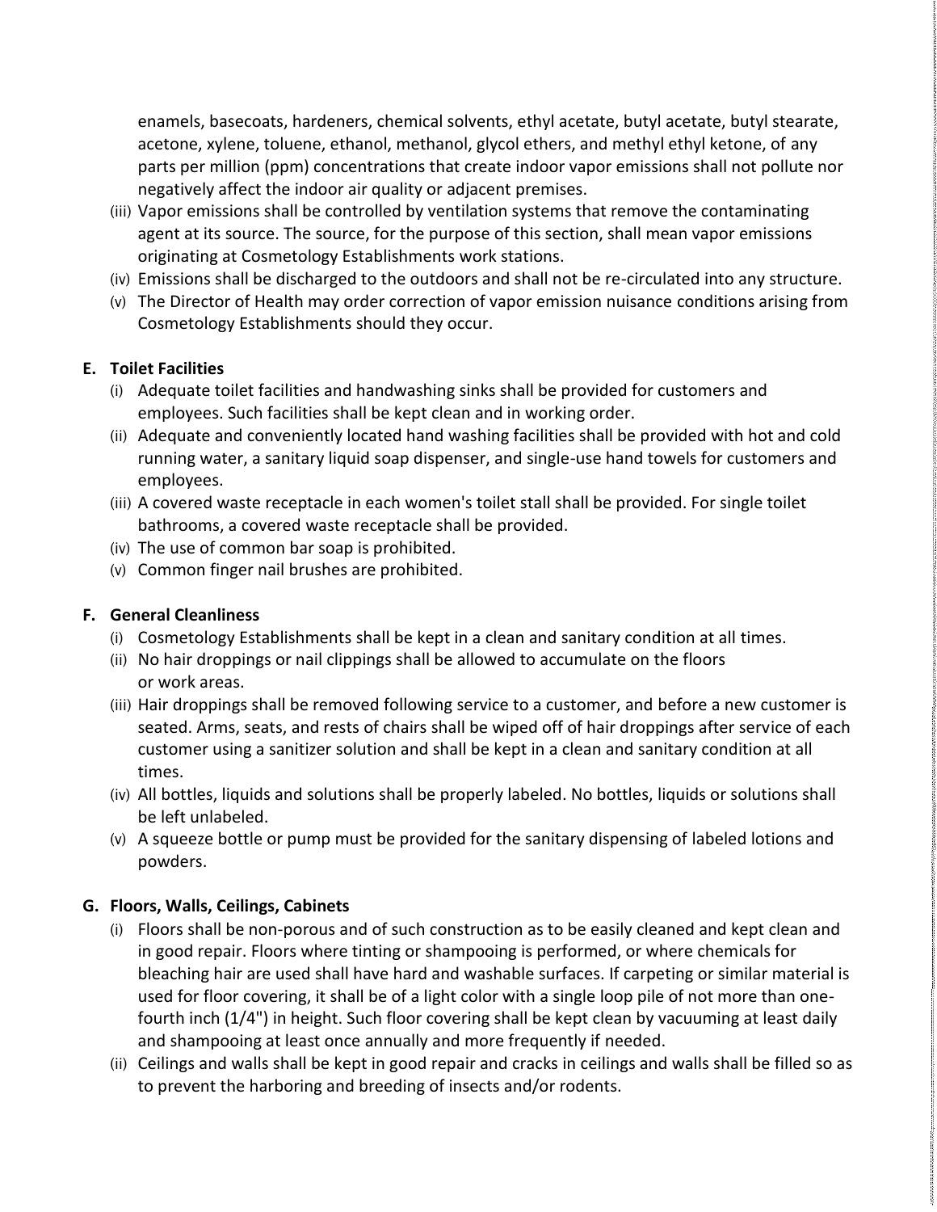enamels, basecoats, hardeners, chemical solvents, ethyl acetate, butyl acetate, butyl stearate, acetone, xylene, toluene, ethanol, methanol, glycol ethers, and methyl ethyl ketone, of any parts per million (ppm) concentrations that create indoor vapor emissions shall not pollute nor negatively affect the indoor air quality or adjacent premises.

(iii) Vapor emissions shall be controlled by ventilation systems that remove the contaminating agent at its source. The source, for the purpose of this section, shall mean vapor emissions originating at Cosmetology Establishments work stations.

(iv) Emissions shall be discharged to the outdoors and shall not be re-circulated into any structure.

(v) The Director of Health may order correction of vapor emission nuisance conditions arising from Cosmetology Establishments should they occur.

**E. Toilet Facilities**

(i) Adequate toilet facilities and handwashing sinks shall be provided for customers and employees. Such facilities shall be kept clean and in working order.

(ii) Adequate and conveniently located hand washing facilities shall be provided with hot and cold running water, a sanitary liquid soap dispenser, and single-use hand towels for customers and employees.

(iii) A covered waste receptacle in each women's toilet stall shall be provided. For single toilet bathrooms, a covered waste receptacle shall be provided.

(iv) The use of common bar soap is prohibited.

(v) Common finger nail brushes are prohibited.

**F. General Cleanliness**

(i) Cosmetology Establishments shall be kept in a clean and sanitary condition at all times.

(ii) No hair droppings or nail clippings shall be allowed to accumulate on the floors or work areas.

(iii) Hair droppings shall be removed following service to a customer, and before a new customer is seated. Arms, seats, and rests of chairs shall be wiped off of hair droppings after service of each customer using a sanitizer solution and shall be kept in a clean and sanitary condition at all times.

(iv) All bottles, liquids and solutions shall be properly labeled. No bottles, liquids or solutions shall be left unlabeled.

(v) A squeeze bottle or pump must be provided for the sanitary dispensing of labeled lotions and powders.

**G. Floors, Walls, Ceilings, Cabinets**

(i) Floors shall be non-porous and of such construction as to be easily cleaned and kept clean and in good repair. Floors where tinting or shampooing is performed, or where chemicals for bleaching hair are used shall have hard and washable surfaces. If carpeting or similar material is used for floor covering, it shall be of a light color with a single loop pile of not more than one-fourth inch (1/4") in height. Such floor covering shall be kept clean by vacuuming at least daily and shampooing at least once annually and more frequently if needed.

(ii) Ceilings and walls shall be kept in good repair and cracks in ceilings and walls shall be filled so as to prevent the harboring and breeding of insects and/or rodents.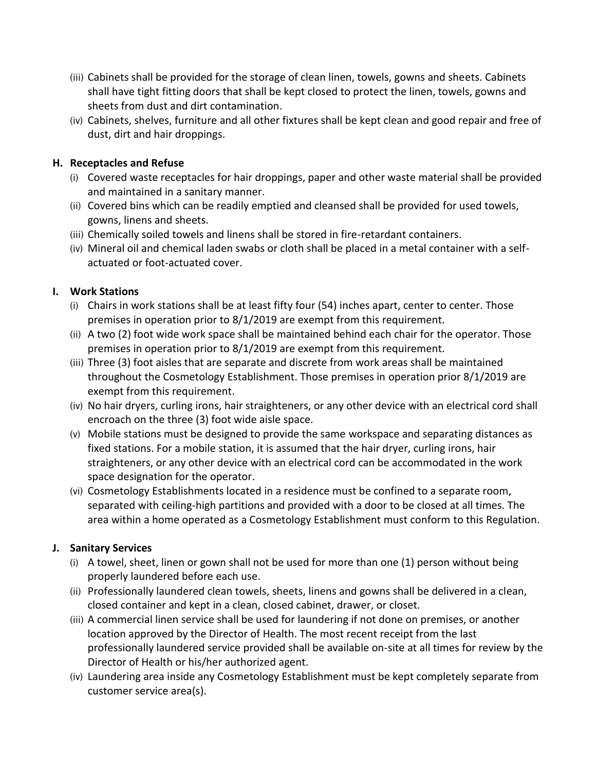(iii) Cabinets shall be provided for the storage of clean linen, towels, gowns and sheets. Cabinets shall have tight fitting doors that shall be kept closed to protect the linen, towels, gowns and sheets from dust and dirt contamination.

(iv) Cabinets, shelves, furniture and all other fixtures shall be kept clean and good repair and free of dust, dirt and hair droppings.

**H. Receptacles and Refuse**

(i) Covered waste receptacles for hair droppings, paper and other waste material shall be provided and maintained in a sanitary manner.

(ii) Covered bins which can be readily emptied and cleansed shall be provided for used towels, gowns, linens and sheets.

(iii) Chemically soiled towels and linens shall be stored in fire-retardant containers.

(iv) Mineral oil and chemical laden swabs or cloth shall be placed in a metal container with a self-actuated or foot-actuated cover.

**I. Work Stations**

(i) Chairs in work stations shall be at least fifty four (54) inches apart, center to center. Those premises in operation prior to 8/1/2019 are exempt from this requirement.

(ii) A two (2) foot wide work space shall be maintained behind each chair for the operator. Those premises in operation prior to 8/1/2019 are exempt from this requirement.

(iii) Three (3) foot aisles that are separate and discrete from work areas shall be maintained throughout the Cosmetology Establishment. Those premises in operation prior 8/1/2019 are exempt from this requirement.

(iv) No hair dryers, curling irons, hair straighteners, or any other device with an electrical cord shall encroach on the three (3) foot wide aisle space.

(v) Mobile stations must be designed to provide the same workspace and separating distances as fixed stations. For a mobile station, it is assumed that the hair dryer, curling irons, hair straighteners, or any other device with an electrical cord can be accommodated in the work space designation for the operator.

(vi) Cosmetology Establishments located in a residence must be confined to a separate room, separated with ceiling-high partitions and provided with a door to be closed at all times. The area within a home operated as a Cosmetology Establishment must conform to this Regulation.

**J. Sanitary Services**

(i) A towel, sheet, linen or gown shall not be used for more than one (1) person without being properly laundered before each use.

(ii) Professionally laundered clean towels, sheets, linens and gowns shall be delivered in a clean, closed container and kept in a clean, closed cabinet, drawer, or closet.

(iii) A commercial linen service shall be used for laundering if not done on premises, or another location approved by the Director of Health. The most recent receipt from the last professionally laundered service provided shall be available on-site at all times for review by the Director of Health or his/her authorized agent.

(iv) Laundering area inside any Cosmetology Establishment must be kept completely separate from customer service area(s).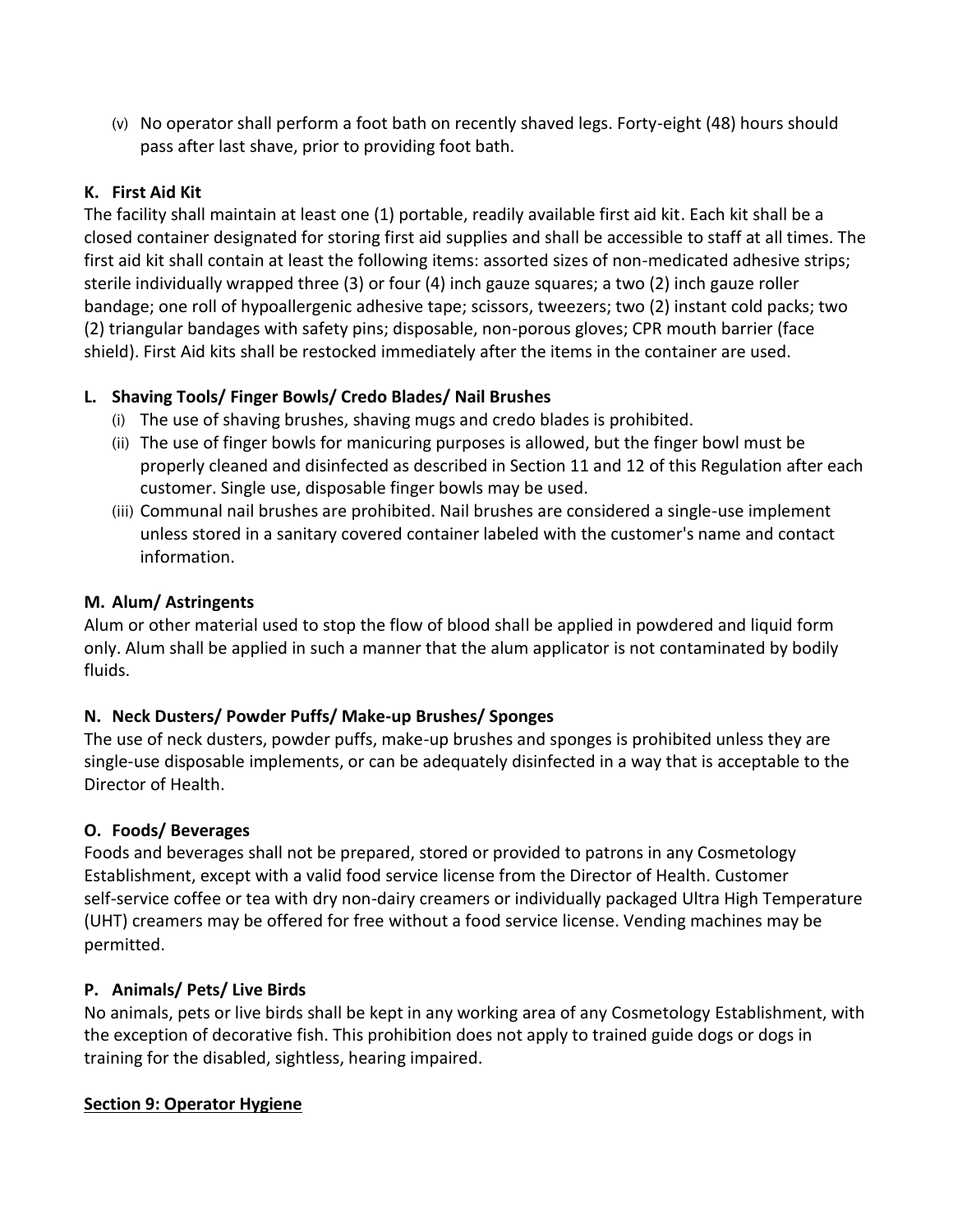(v) No operator shall perform a foot bath on recently shaved legs. Forty-eight (48) hours should pass after last shave, prior to providing foot bath.

**K. First Aid Kit**

The facility shall maintain at least one (1) portable, readily available first aid kit. Each kit shall be a closed container designated for storing first aid supplies and shall be accessible to staff at all times. The first aid kit shall contain at least the following items: assorted sizes of non-medicated adhesive strips; sterile individually wrapped three (3) or four (4) inch gauze squares; a two (2) inch gauze roller bandage; one roll of hypoallergenic adhesive tape; scissors, tweezers; two (2) instant cold packs; two (2) triangular bandages with safety pins; disposable, non-porous gloves; CPR mouth barrier (face shield). First Aid kits shall be restocked immediately after the items in the container are used.

**L. Shaving Tools/ Finger Bowls/ Credo Blades/ Nail Brushes**

(i) The use of shaving brushes, shaving mugs and credo blades is prohibited.

(ii) The use of finger bowls for manicuring purposes is allowed, but the finger bowl must be properly cleaned and disinfected as described in Section 11 and 12 of this Regulation after each customer. Single use, disposable finger bowls may be used.

(iii) Communal nail brushes are prohibited. Nail brushes are considered a single-use implement unless stored in a sanitary covered container labeled with the customer's name and contact information.

**M. Alum/ Astringents**

Alum or other material used to stop the flow of blood shall be applied in powdered and liquid form only. Alum shall be applied in such a manner that the alum applicator is not contaminated by bodily fluids.

**N. Neck Dusters/ Powder Puffs/ Make-up Brushes/ Sponges**

The use of neck dusters, powder puffs, make-up brushes and sponges is prohibited unless they are single-use disposable implements, or can be adequately disinfected in a way that is acceptable to the Director of Health.

**O. Foods/ Beverages**

Foods and beverages shall not be prepared, stored or provided to patrons in any Cosmetology Establishment, except with a valid food service license from the Director of Health. Customer self-service coffee or tea with dry non-dairy creamers or individually packaged Ultra High Temperature (UHT) creamers may be offered for free without a food service license. Vending machines may be permitted.

**P. Animals/ Pets/ Live Birds**

No animals, pets or live birds shall be kept in any working area of any Cosmetology Establishment, with the exception of decorative fish. This prohibition does not apply to trained guide dogs or dogs in training for the disabled, sightless, hearing impaired.

## Section 9: Operator Hygiene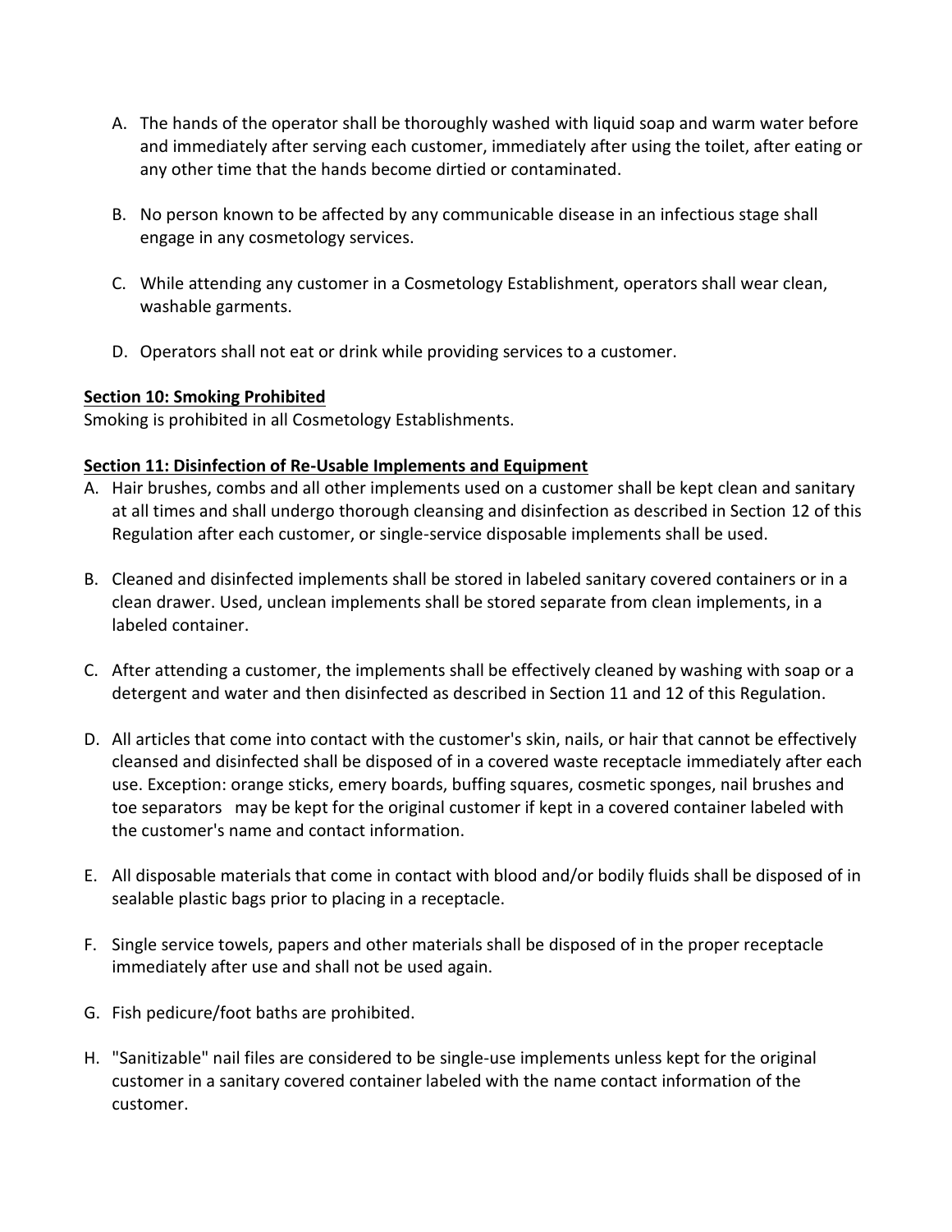A. The hands of the operator shall be thoroughly washed with liquid soap and warm water before and immediately after serving each customer, immediately after using the toilet, after eating or any other time that the hands become dirtied or contaminated.

B. No person known to be affected by any communicable disease in an infectious stage shall engage in any cosmetology services.

C. While attending any customer in a Cosmetology Establishment, operators shall wear clean, washable garments.

D. Operators shall not eat or drink while providing services to a customer.

**Section 10: Smoking Prohibited**

Smoking is prohibited in all Cosmetology Establishments.

**Section 11: Disinfection of Re-Usable Implements and Equipment**

A. Hair brushes, combs and all other implements used on a customer shall be kept clean and sanitary at all times and shall undergo thorough cleansing and disinfection as described in Section 12 of this Regulation after each customer, or single-service disposable implements shall be used.

B. Cleaned and disinfected implements shall be stored in labeled sanitary covered containers or in a clean drawer. Used, unclean implements shall be stored separate from clean implements, in a labeled container.

C. After attending a customer, the implements shall be effectively cleaned by washing with soap or a detergent and water and then disinfected as described in Section 11 and 12 of this Regulation.

D. All articles that come into contact with the customer's skin, nails, or hair that cannot be effectively cleansed and disinfected shall be disposed of in a covered waste receptacle immediately after each use. Exception: orange sticks, emery boards, buffing squares, cosmetic sponges, nail brushes and toe separators may be kept for the original customer if kept in a covered container labeled with the customer's name and contact information.

E. All disposable materials that come in contact with blood and/or bodily fluids shall be disposed of in sealable plastic bags prior to placing in a receptacle.

F. Single service towels, papers and other materials shall be disposed of in the proper receptacle immediately after use and shall not be used again.

G. Fish pedicure/foot baths are prohibited.

H. "Sanitizable" nail files are considered to be single-use implements unless kept for the original customer in a sanitary covered container labeled with the name contact information of the customer.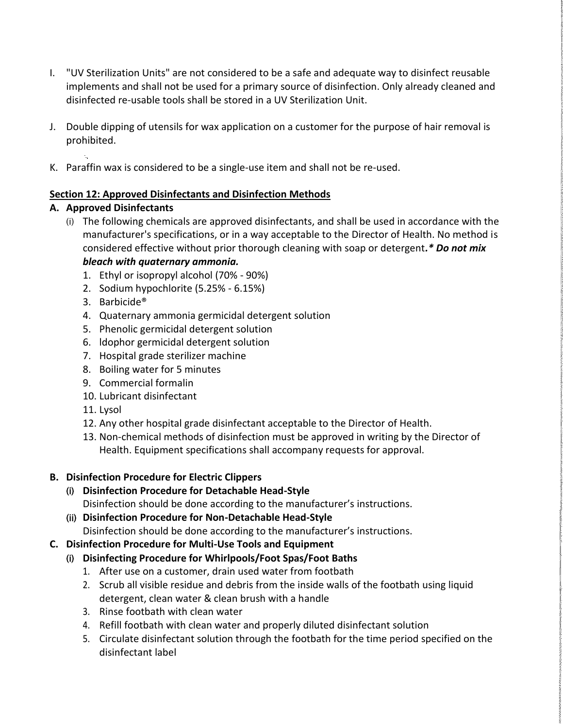I. "UV Sterilization Units" are not considered to be a safe and adequate way to disinfect reusable implements and shall not be used for a primary source of disinfection. Only already cleaned and disinfected re-usable tools shall be stored in a UV Sterilization Unit.

J. Double dipping of utensils for wax application on a customer for the purpose of hair removal is prohibited.

K. Paraffin wax is considered to be a single-use item and shall not be re-used.

**Section 12: Approved Disinfectants and Disinfection Methods**

**A. Approved Disinfectants**

(i) The following chemicals are approved disinfectants, and shall be used in accordance with the manufacturer's specifications, or in a way acceptable to the Director of Health. No method is considered effective without prior thorough cleaning with soap or detergent***.* Do not mix bleach with quaternary ammonia.***

1. Ethyl or isopropyl alcohol (70% - 90%)
2. Sodium hypochlorite (5.25% - 6.15%)
3. Barbicide®
4. Quaternary ammonia germicidal detergent solution
5. Phenolic germicidal detergent solution
6. ldophor germicidal detergent solution
7. Hospital grade sterilizer machine
8. Boiling water for 5 minutes
9. Commercial formalin
10. Lubricant disinfectant
11. Lysol
12. Any other hospital grade disinfectant acceptable to the Director of Health.
13. Non-chemical methods of disinfection must be approved in writing by the Director of Health. Equipment specifications shall accompany requests for approval.

**B. Disinfection Procedure for Electric Clippers**

**(i) Disinfection Procedure for Detachable Head-Style**

Disinfection should be done according to the manufacturer's instructions.

**(ii) Disinfection Procedure for Non-Detachable Head-Style**

Disinfection should be done according to the manufacturer's instructions.

**C. Disinfection Procedure for Multi-Use Tools and Equipment**

**(i) Disinfecting Procedure for Whirlpools/Foot Spas/Foot Baths**

1. After use on a customer, drain used water from footbath
2. Scrub all visible residue and debris from the inside walls of the footbath using liquid detergent, clean water & clean brush with a handle
3. Rinse footbath with clean water
4. Refill footbath with clean water and properly diluted disinfectant solution
5. Circulate disinfectant solution through the footbath for the time period specified on the disinfectant label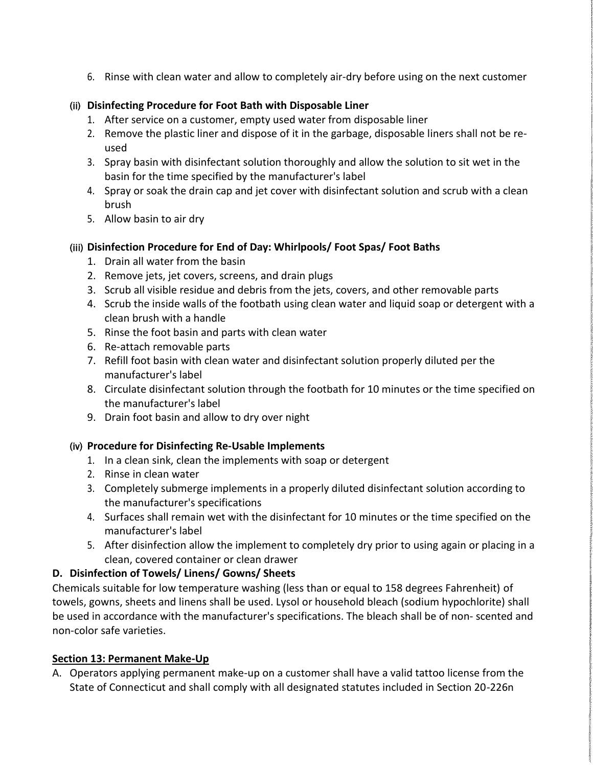6. Rinse with clean water and allow to completely air-dry before using on the next customer

**(ii) Disinfecting Procedure for Foot Bath with Disposable Liner**

1. After service on a customer, empty used water from disposable liner
2. Remove the plastic liner and dispose of it in the garbage, disposable liners shall not be re-used
3. Spray basin with disinfectant solution thoroughly and allow the solution to sit wet in the basin for the time specified by the manufacturer's label
4. Spray or soak the drain cap and jet cover with disinfectant solution and scrub with a clean brush
5. Allow basin to air dry

**(iii) Disinfection Procedure for End of Day: Whirlpools/ Foot Spas/ Foot Baths**

1. Drain all water from the basin
2. Remove jets, jet covers, screens, and drain plugs
3. Scrub all visible residue and debris from the jets, covers, and other removable parts
4. Scrub the inside walls of the footbath using clean water and liquid soap or detergent with a clean brush with a handle
5. Rinse the foot basin and parts with clean water
6. Re-attach removable parts
7. Refill foot basin with clean water and disinfectant solution properly diluted per the manufacturer's label
8. Circulate disinfectant solution through the footbath for 10 minutes or the time specified on the manufacturer's label
9. Drain foot basin and allow to dry over night

**(iv) Procedure for Disinfecting Re-Usable Implements**

1. In a clean sink, clean the implements with soap or detergent
2. Rinse in clean water
3. Completely submerge implements in a properly diluted disinfectant solution according to the manufacturer's specifications
4. Surfaces shall remain wet with the disinfectant for 10 minutes or the time specified on the manufacturer's label
5. After disinfection allow the implement to completely dry prior to using again or placing in a clean, covered container or clean drawer

**D. Disinfection of Towels/ Linens/ Gowns/ Sheets**

Chemicals suitable for low temperature washing (less than or equal to 158 degrees Fahrenheit) of towels, gowns, sheets and linens shall be used. Lysol or household bleach (sodium hypochlorite) shall be used in accordance with the manufacturer's specifications. The bleach shall be of non- scented and non-color safe varieties.

## Section 13: Permanent Make-Up

A. Operators applying permanent make-up on a customer shall have a valid tattoo license from the State of Connecticut and shall comply with all designated statutes included in Section 20-226n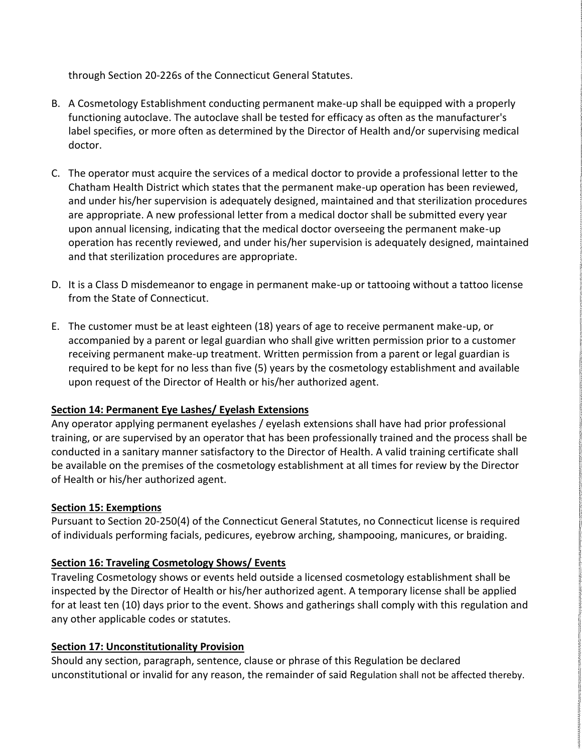through Section 20-226s of the Connecticut General Statutes.

B. A Cosmetology Establishment conducting permanent make-up shall be equipped with a properly functioning autoclave. The autoclave shall be tested for efficacy as often as the manufacturer's label specifies, or more often as determined by the Director of Health and/or supervising medical doctor.

C. The operator must acquire the services of a medical doctor to provide a professional letter to the Chatham Health District which states that the permanent make-up operation has been reviewed, and under his/her supervision is adequately designed, maintained and that sterilization procedures are appropriate. A new professional letter from a medical doctor shall be submitted every year upon annual licensing, indicating that the medical doctor overseeing the permanent make-up operation has recently reviewed, and under his/her supervision is adequately designed, maintained and that sterilization procedures are appropriate.

D. It is a Class D misdemeanor to engage in permanent make-up or tattooing without a tattoo license from the State of Connecticut.

E. The customer must be at least eighteen (18) years of age to receive permanent make-up, or accompanied by a parent or legal guardian who shall give written permission prior to a customer receiving permanent make-up treatment. Written permission from a parent or legal guardian is required to be kept for no less than five (5) years by the cosmetology establishment and available upon request of the Director of Health or his/her authorized agent.

**Section 14: Permanent Eye Lashes/ Eyelash Extensions**

Any operator applying permanent eyelashes / eyelash extensions shall have had prior professional training, or are supervised by an operator that has been professionally trained and the process shall be conducted in a sanitary manner satisfactory to the Director of Health. A valid training certificate shall be available on the premises of the cosmetology establishment at all times for review by the Director of Health or his/her authorized agent.

**Section 15: Exemptions**

Pursuant to Section 20-250(4) of the Connecticut General Statutes, no Connecticut license is required of individuals performing facials, pedicures, eyebrow arching, shampooing, manicures, or braiding.

**Section 16: Traveling Cosmetology Shows/ Events**

Traveling Cosmetology shows or events held outside a licensed cosmetology establishment shall be inspected by the Director of Health or his/her authorized agent. A temporary license shall be applied for at least ten (10) days prior to the event. Shows and gatherings shall comply with this regulation and any other applicable codes or statutes.

**Section 17: Unconstitutionality Provision**

Should any section, paragraph, sentence, clause or phrase of this Regulation be declared unconstitutional or invalid for any reason, the remainder of said Regulation shall not be affected thereby.